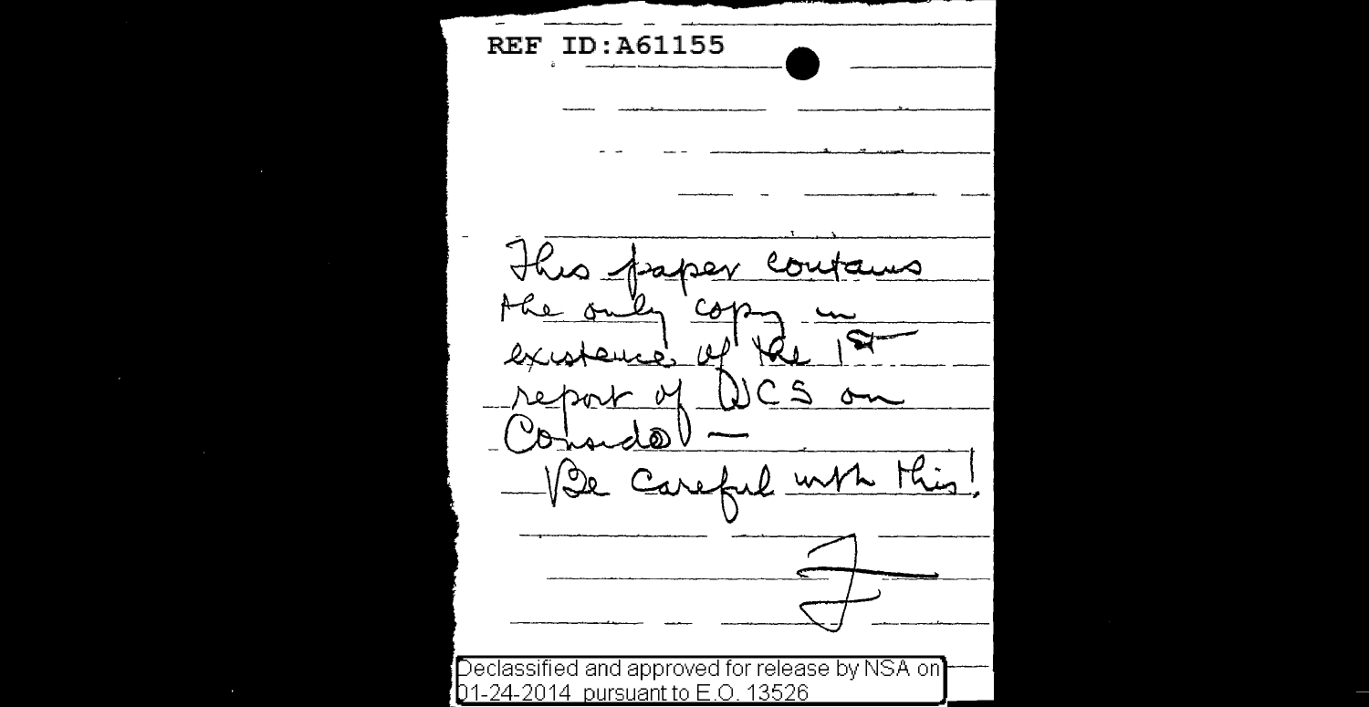REF ID:A61155

This paper contains the only copy in existence of the 1st report of WCS on Cousado —

Be careful with this!

F

Declassified and approved for release by NSA on 01-24-2014 pursuant to E.O. 13526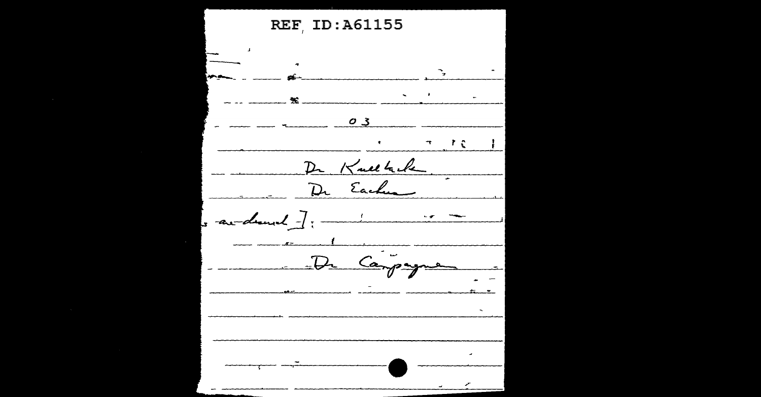REF ID:A61155

0 3

Dr Kullback
Dr Eachus

are deemed ]:

Dr Campaigne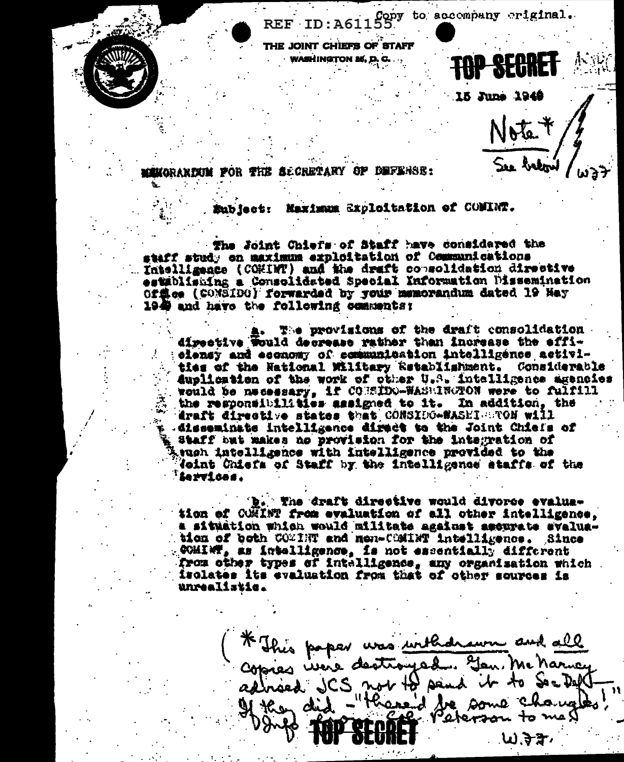REF ID:A61155 Copy to accompany original.

THE JOINT CHIEFS OF STAFF
WASHINGTON 25, D. C.

**TOP SECRET**

15 June 1949

Note *
See below W.F.F.

MEMORANDUM FOR THE SECRETARY OF DEFENSE:

Subject: Maximum Exploitation of COMINT.

The Joint Chiefs of Staff have considered the staff study on maximum exploitation of Communications Intelligence (COMINT) and the draft consolidation directive establishing a Consolidated Special Information Dissemination Office (CONSIDO) forwarded by your memorandum dated 19 May 1949 and have the following comments:

a. The provisions of the draft consolidation directive would decrease rather than increase the efficiency and economy of communication intelligence activities of the National Military Establishment. Considerable duplication of the work of other U.S. intelligence agencies would be necessary, if CONSIDO-WASHINGTON were to fulfill the responsibilities assigned to it. In addition, the draft directive states that CONSIDO-WASHINGTON will disseminate intelligence direct to the Joint Chiefs of Staff but makes no provision for the integration of such intelligence with intelligence provided to the Joint Chiefs of Staff by the intelligence staffs of the services.

b. The draft directive would divorce evaluation of COMINT from evaluation of all other intelligence, a situation which would militate against accurate evaluation of both COMINT and non-COMINT intelligence. Since COMINT, as intelligence, is not essentially different from other types of intelligence, any organization which isolates its evaluation from that of other sources is unrealistic.

(* This paper was withdrawn and all copies were destroyed. Gen. McNarney advised JCS not to send it to Sec Def — If they did — "there'd be some changes!" Info from Col. Peterson to me.) W.F.F.

**TOP SECRET**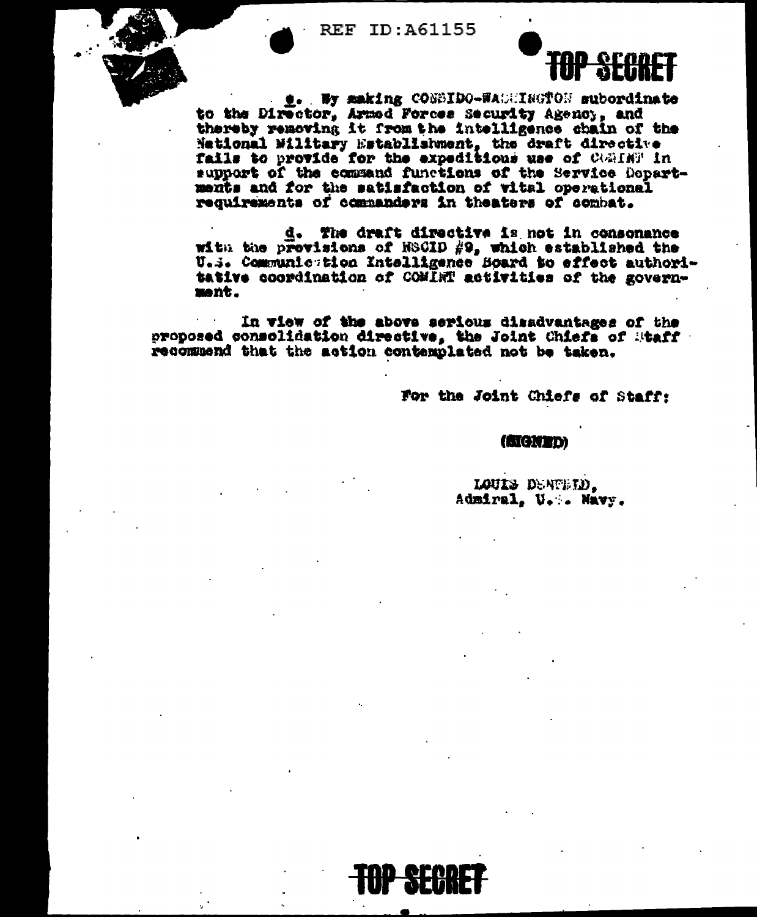REF ID:A61155

TOP SECRET

c. By making CONSIDO-WASHINGTON subordinate to the Director, Armed Forces Security Agency, and thereby removing it from the intelligence chain of the National Military Establishment, the draft directive fails to provide for the expeditious use of COMINT in support of the command functions of the Service Departments and for the satisfaction of vital operational requirements of commanders in theaters of combat.

d. The draft directive is not in consonance with the provisions of NSCID #9, which established the U.S. Communication Intelligence Board to effect authoritative coordination of COMINT activities of the government.

In view of the above serious disadvantages of the proposed consolidation directive, the Joint Chiefs of Staff recommend that the action contemplated not be taken.

For the Joint Chiefs of Staff:

(SIGNED)

LOUIS DENFELD,
Admiral, U.S. Navy.

TOP SECRET